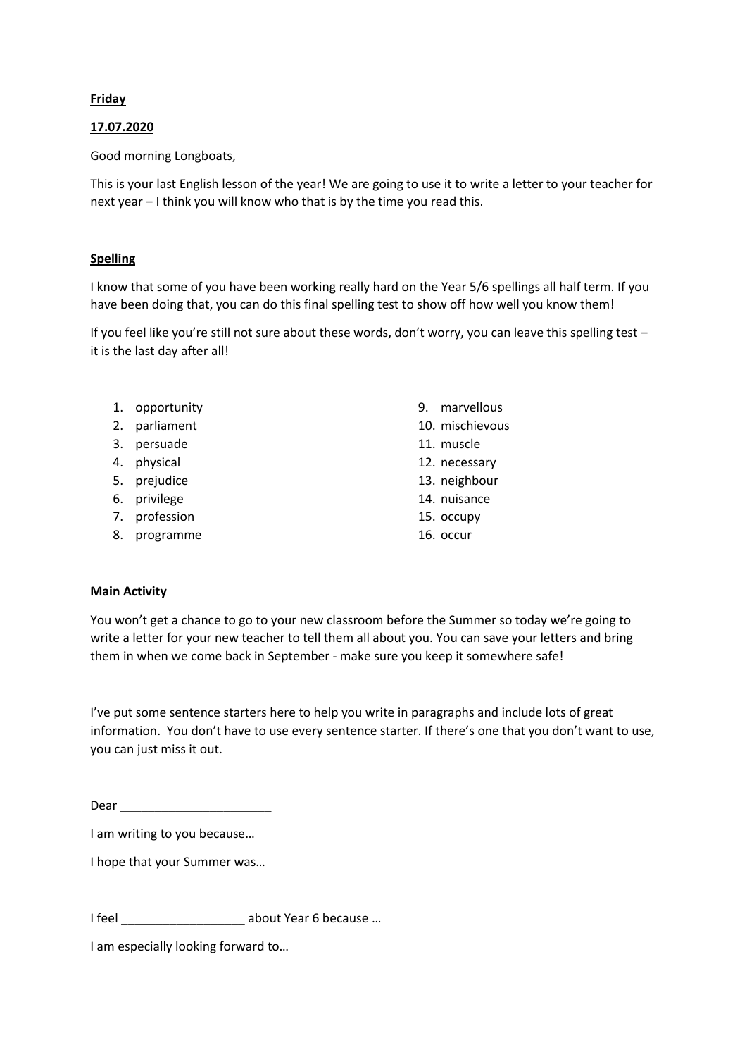**Friday**

**17.07.2020**

Good morning Longboats,

This is your last English lesson of the year! We are going to use it to write a letter to your teacher for next year – I think you will know who that is by the time you read this.

**Spelling**

I know that some of you have been working really hard on the Year 5/6 spellings all half term. If you have been doing that, you can do this final spelling test to show off how well you know them!

If you feel like you're still not sure about these words, don't worry, you can leave this spelling test – it is the last day after all!

1. opportunity
2. parliament
3. persuade
4. physical
5. prejudice
6. privilege
7. profession
8. programme
9. marvellous
10. mischievous
11. muscle
12. necessary
13. neighbour
14. nuisance
15. occupy
16. occur

**Main Activity**

You won't get a chance to go to your new classroom before the Summer so today we're going to write a letter for your new teacher to tell them all about you. You can save your letters and bring them in when we come back in September - make sure you keep it somewhere safe!

I've put some sentence starters here to help you write in paragraphs and include lots of great information. You don't have to use every sentence starter. If there's one that you don't want to use, you can just miss it out.

Dear ______________________

I am writing to you because…

I hope that your Summer was…

I feel __________________ about Year 6 because …

I am especially looking forward to…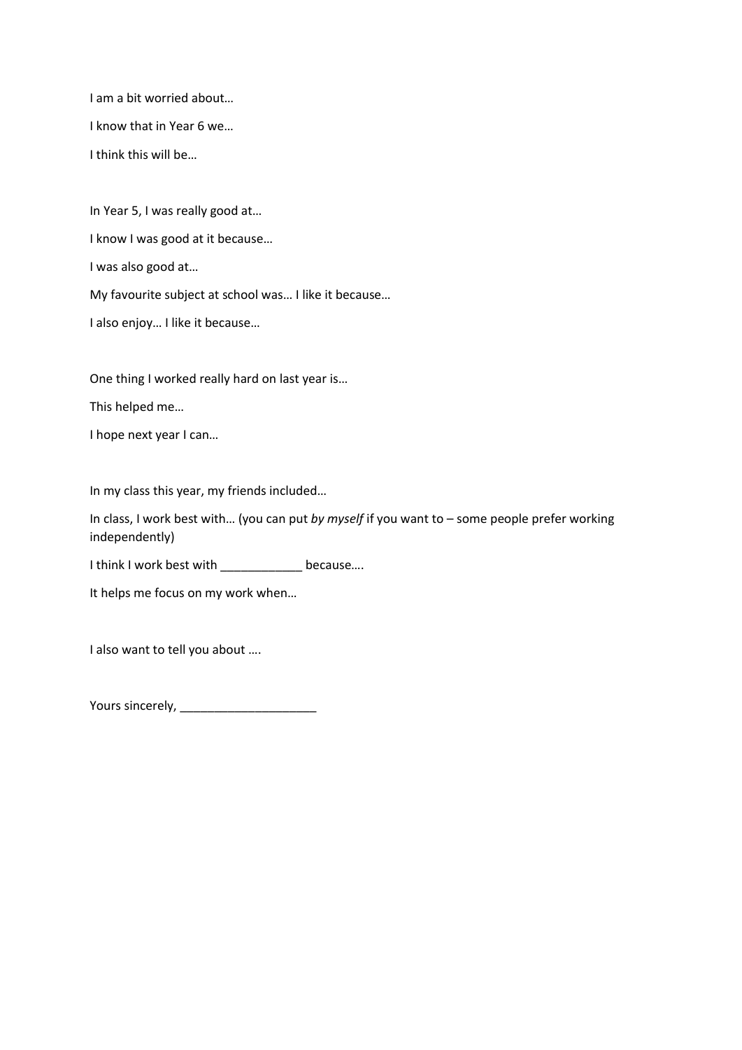I am a bit worried about…

I know that in Year 6 we…

I think this will be…

In Year 5, I was really good at…

I know I was good at it because…

I was also good at…

My favourite subject at school was… I like it because…

I also enjoy… I like it because…

One thing I worked really hard on last year is…

This helped me…

I hope next year I can…

In my class this year, my friends included…

In class, I work best with… (you can put *by myself* if you want to – some people prefer working independently)

I think I work best with ____________ because….

It helps me focus on my work when…

I also want to tell you about ….

Yours sincerely, ____________________